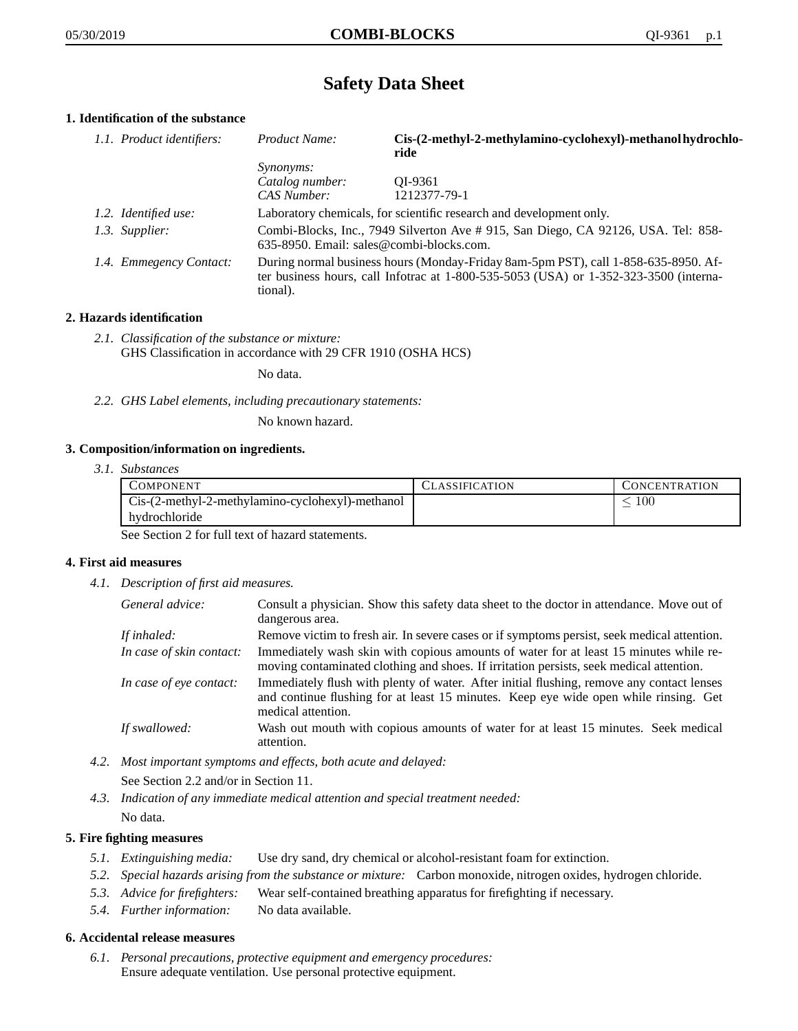# Safety Data Sheet

## 1. Identification of the substance

*1.1. Product identifiers:*

*Product Name:* **Cis-(2-methyl-2-methylamino-cyclohexyl)-methanol hydrochloride**

*Synonyms:*

*Catalog number:* QI-9361

*CAS Number:* 1212377-79-1

*1.2. Identified use:* Laboratory chemicals, for scientific research and development only.

*1.3. Supplier:* Combi-Blocks, Inc., 7949 Silverton Ave # 915, San Diego, CA 92126, USA. Tel: 858-635-8950. Email: sales@combi-blocks.com.

*1.4. Emmegency Contact:* During normal business hours (Monday-Friday 8am-5pm PST), call 1-858-635-8950. After business hours, call Infotrac at 1-800-535-5053 (USA) or 1-352-323-3500 (international).

## 2. Hazards identification

*2.1. Classification of the substance or mixture:*
GHS Classification in accordance with 29 CFR 1910 (OSHA HCS)

No data.

*2.2. GHS Label elements, including precautionary statements:*

No known hazard.

## 3. Composition/information on ingredients.

*3.1. Substances*

| Component | Classification | Concentration |
| --- | --- | --- |
| Cis-(2-methyl-2-methylamino-cyclohexyl)-methanol hydrochloride | | $\leq 100$ |

See Section 2 for full text of hazard statements.

## 4. First aid measures

*4.1. Description of first aid measures.*

*General advice:* Consult a physician. Show this safety data sheet to the doctor in attendance. Move out of dangerous area.

*If inhaled:* Remove victim to fresh air. In severe cases or if symptoms persist, seek medical attention.

*In case of skin contact:* Immediately wash skin with copious amounts of water for at least 15 minutes while removing contaminated clothing and shoes. If irritation persists, seek medical attention.

*In case of eye contact:* Immediately flush with plenty of water. After initial flushing, remove any contact lenses and continue flushing for at least 15 minutes. Keep eye wide open while rinsing. Get medical attention.

*If swallowed:* Wash out mouth with copious amounts of water for at least 15 minutes. Seek medical attention.

*4.2. Most important symptoms and effects, both acute and delayed:*

See Section 2.2 and/or in Section 11.

*4.3. Indication of any immediate medical attention and special treatment needed:*

No data.

## 5. Fire fighting measures

*5.1. Extinguishing media:* Use dry sand, dry chemical or alcohol-resistant foam for extinction.

*5.2. Special hazards arising from the substance or mixture:* Carbon monoxide, nitrogen oxides, hydrogen chloride.

*5.3. Advice for firefighters:* Wear self-contained breathing apparatus for firefighting if necessary.

*5.4. Further information:* No data available.

## 6. Accidental release measures

*6.1. Personal precautions, protective equipment and emergency procedures:*
Ensure adequate ventilation. Use personal protective equipment.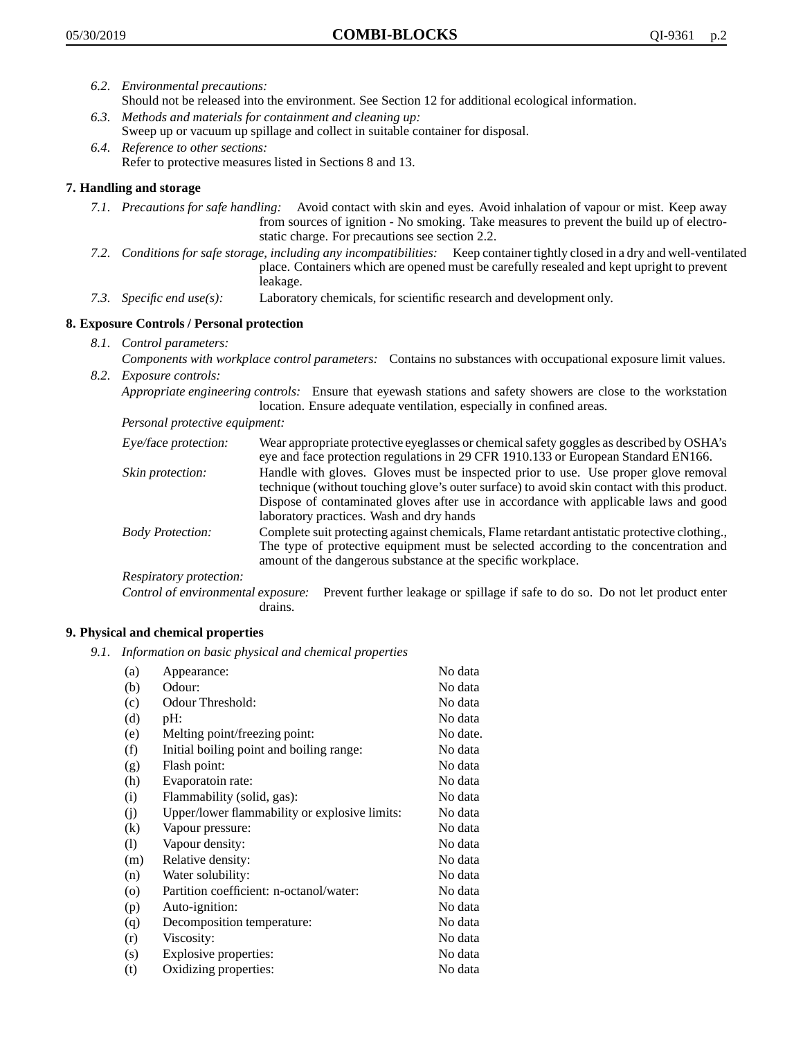*6.2. Environmental precautions:*
Should not be released into the environment. See Section 12 for additional ecological information.

*6.3. Methods and materials for containment and cleaning up:*
Sweep up or vacuum up spillage and collect in suitable container for disposal.

*6.4. Reference to other sections:*
Refer to protective measures listed in Sections 8 and 13.

## 7. Handling and storage

*7.1. Precautions for safe handling:* Avoid contact with skin and eyes. Avoid inhalation of vapour or mist. Keep away from sources of ignition - No smoking. Take measures to prevent the build up of electrostatic charge. For precautions see section 2.2.

*7.2. Conditions for safe storage, including any incompatibilities:* Keep container tightly closed in a dry and well-ventilated place. Containers which are opened must be carefully resealed and kept upright to prevent leakage.

*7.3. Specific end use(s):* Laboratory chemicals, for scientific research and development only.

## 8. Exposure Controls / Personal protection

*8.1. Control parameters:*
*Components with workplace control parameters:* Contains no substances with occupational exposure limit values.

*8.2. Exposure controls:*
*Appropriate engineering controls:* Ensure that eyewash stations and safety showers are close to the workstation location. Ensure adequate ventilation, especially in confined areas.

*Personal protective equipment:*

*Eye/face protection:* Wear appropriate protective eyeglasses or chemical safety goggles as described by OSHA's eye and face protection regulations in 29 CFR 1910.133 or European Standard EN166.

*Skin protection:* Handle with gloves. Gloves must be inspected prior to use. Use proper glove removal technique (without touching glove's outer surface) to avoid skin contact with this product. Dispose of contaminated gloves after use in accordance with applicable laws and good laboratory practices. Wash and dry hands

*Body Protection:* Complete suit protecting against chemicals, Flame retardant antistatic protective clothing., The type of protective equipment must be selected according to the concentration and amount of the dangerous substance at the specific workplace.

*Respiratory protection:*

*Control of environmental exposure:* Prevent further leakage or spillage if safe to do so. Do not let product enter drains.

## 9. Physical and chemical properties

*9.1. Information on basic physical and chemical properties*

| | | |
|---|---|---|
| (a) | Appearance: | No data |
| (b) | Odour: | No data |
| (c) | Odour Threshold: | No data |
| (d) | pH: | No data |
| (e) | Melting point/freezing point: | No date. |
| (f) | Initial boiling point and boiling range: | No data |
| (g) | Flash point: | No data |
| (h) | Evaporatoin rate: | No data |
| (i) | Flammability (solid, gas): | No data |
| (j) | Upper/lower flammability or explosive limits: | No data |
| (k) | Vapour pressure: | No data |
| (l) | Vapour density: | No data |
| (m) | Relative density: | No data |
| (n) | Water solubility: | No data |
| (o) | Partition coefficient: n-octanol/water: | No data |
| (p) | Auto-ignition: | No data |
| (q) | Decomposition temperature: | No data |
| (r) | Viscosity: | No data |
| (s) | Explosive properties: | No data |
| (t) | Oxidizing properties: | No data |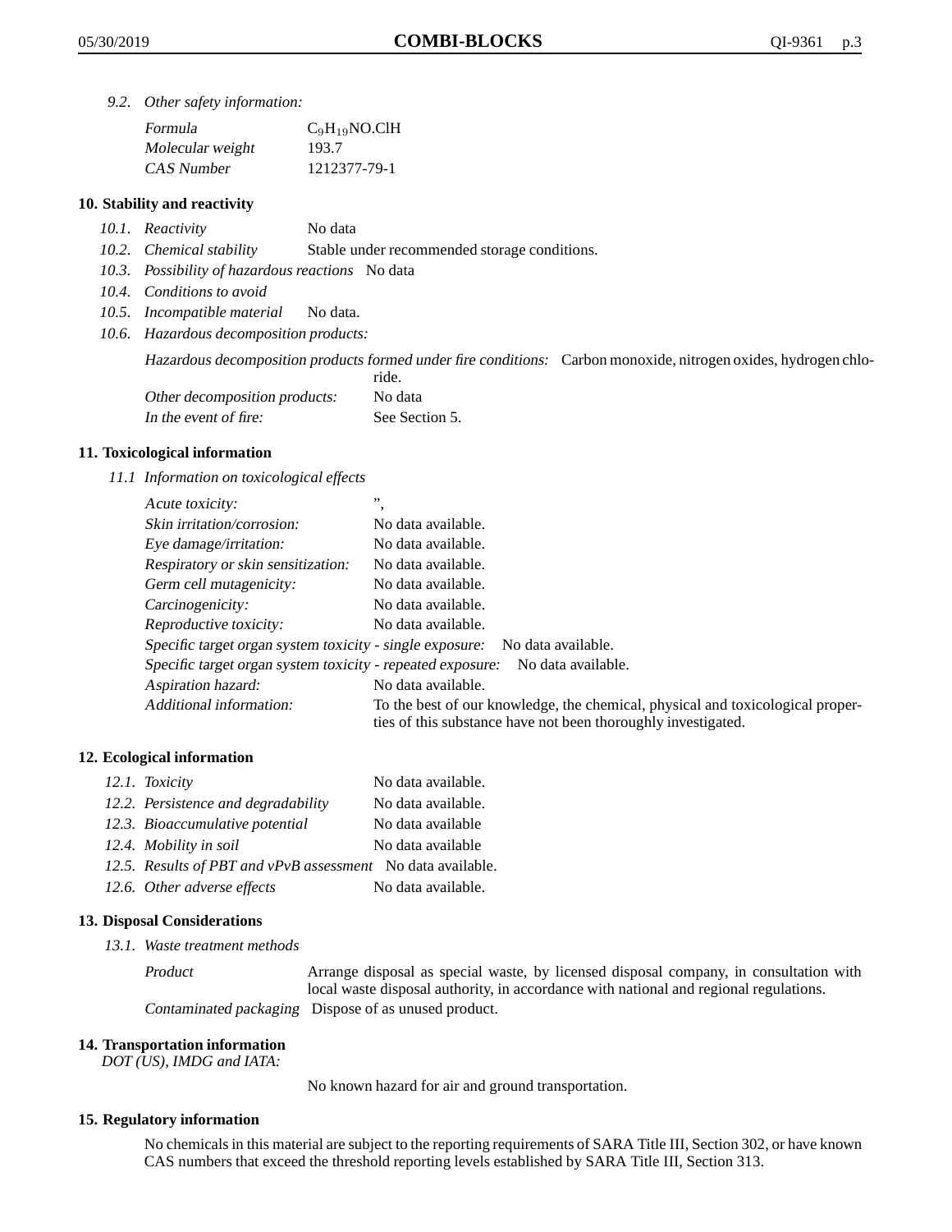*9.2. Other safety information:*

| | |
|---|---|
| *Formula* | $C_9H_{19}NO.ClH$ |
| *Molecular weight* | 193.7 |
| *CAS Number* | 1212377-79-1 |

## 10. Stability and reactivity

*10.1. Reactivity* No data

*10.2. Chemical stability* Stable under recommended storage conditions.

*10.3. Possibility of hazardous reactions* No data

*10.4. Conditions to avoid*

*10.5. Incompatible material* No data.

*10.6. Hazardous decomposition products:*

*Hazardous decomposition products formed under fire conditions:* Carbon monoxide, nitrogen oxides, hydrogen chloride.

*Other decomposition products:* No data

*In the event of fire:* See Section 5.

## 11. Toxicological information

*11.1 Information on toxicological effects*

| | |
|---|---|
| *Acute toxicity:* | ", |
| *Skin irritation/corrosion:* | No data available. |
| *Eye damage/irritation:* | No data available. |
| *Respiratory or skin sensitization:* | No data available. |
| *Germ cell mutagenicity:* | No data available. |
| *Carcinogenicity:* | No data available. |
| *Reproductive toxicity:* | No data available. |
| *Specific target organ system toxicity - single exposure:* | No data available. |
| *Specific target organ system toxicity - repeated exposure:* | No data available. |
| *Aspiration hazard:* | No data available. |
| *Additional information:* | To the best of our knowledge, the chemical, physical and toxicological properties of this substance have not been thoroughly investigated. |

## 12. Ecological information

| | |
|---|---|
| *12.1. Toxicity* | No data available. |
| *12.2. Persistence and degradability* | No data available. |
| *12.3. Bioaccumulative potential* | No data available |
| *12.4. Mobility in soil* | No data available |
| *12.5. Results of PBT and vPvB assessment* | No data available. |
| *12.6. Other adverse effects* | No data available. |

## 13. Disposal Considerations

*13.1. Waste treatment methods*

*Product* Arrange disposal as special waste, by licensed disposal company, in consultation with local waste disposal authority, in accordance with national and regional regulations.

*Contaminated packaging* Dispose of as unused product.

## 14. Transportation information

*DOT (US), IMDG and IATA:*

No known hazard for air and ground transportation.

## 15. Regulatory information

No chemicals in this material are subject to the reporting requirements of SARA Title III, Section 302, or have known CAS numbers that exceed the threshold reporting levels established by SARA Title III, Section 313.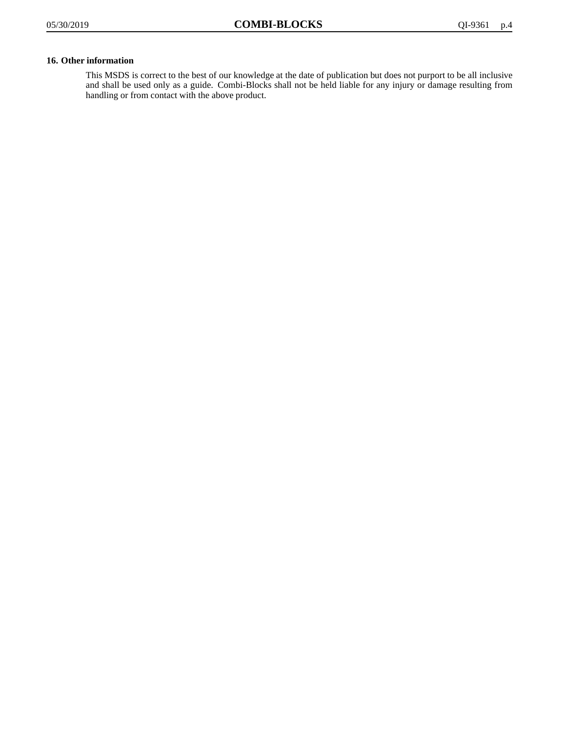## 16. Other information

This MSDS is correct to the best of our knowledge at the date of publication but does not purport to be all inclusive and shall be used only as a guide. Combi-Blocks shall not be held liable for any injury or damage resulting from handling or from contact with the above product.